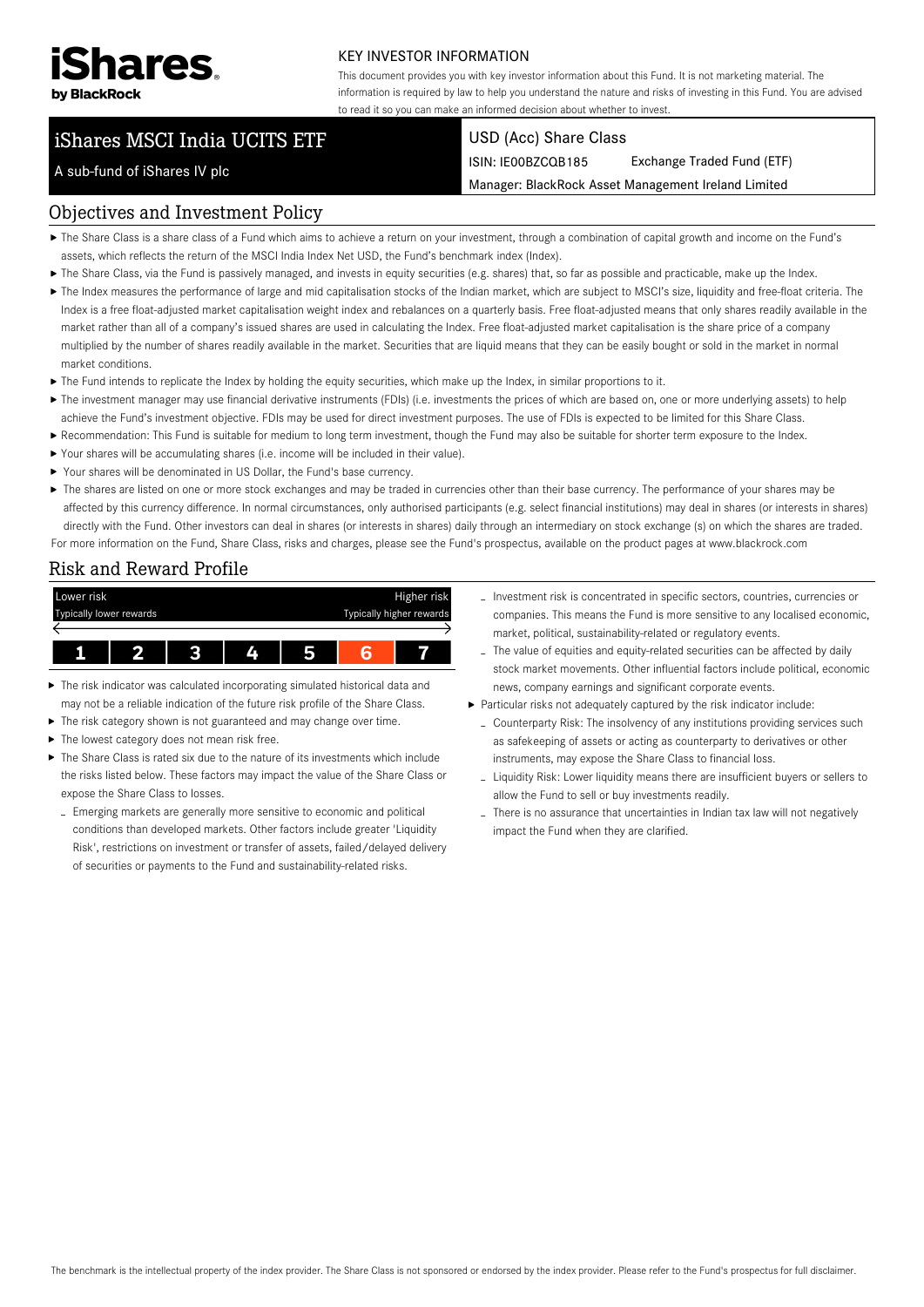# iShares by BlackRock

KEY INVESTOR INFORMATION

This document provides you with key investor information about this Fund. It is not marketing material. The information is required by law to help you understand the nature and risks of investing in this Fund. You are advised to read it so you can make an informed decision about whether to invest.

## iShares MSCI India UCITS ETF

A sub-fund of iShares IV plc

USD (Acc) Share Class

ISIN: IE00BZCQB185 Exchange Traded Fund (ETF)

Manager: BlackRock Asset Management Ireland Limited

## Objectives and Investment Policy

- The Share Class is a share class of a Fund which aims to achieve a return on your investment, through a combination of capital growth and income on the Fund's assets, which reflects the return of the MSCI India Index Net USD, the Fund's benchmark index (Index).
- The Share Class, via the Fund is passively managed, and invests in equity securities (e.g. shares) that, so far as possible and practicable, make up the Index.
- The Index measures the performance of large and mid capitalisation stocks of the Indian market, which are subject to MSCI's size, liquidity and free-float criteria. The Index is a free float-adjusted market capitalisation weight index and rebalances on a quarterly basis. Free float-adjusted means that only shares readily available in the market rather than all of a company's issued shares are used in calculating the Index. Free float-adjusted market capitalisation is the share price of a company multiplied by the number of shares readily available in the market. Securities that are liquid means that they can be easily bought or sold in the market in normal market conditions.
- The Fund intends to replicate the Index by holding the equity securities, which make up the Index, in similar proportions to it.
- The investment manager may use financial derivative instruments (FDIs) (i.e. investments the prices of which are based on, one or more underlying assets) to help achieve the Fund's investment objective. FDIs may be used for direct investment purposes. The use of FDIs is expected to be limited for this Share Class.
- Recommendation: This Fund is suitable for medium to long term investment, though the Fund may also be suitable for shorter term exposure to the Index.
- Your shares will be accumulating shares (i.e. income will be included in their value).
- Your shares will be denominated in US Dollar, the Fund's base currency.
- The shares are listed on one or more stock exchanges and may be traded in currencies other than their base currency. The performance of your shares may be affected by this currency difference. In normal circumstances, only authorised participants (e.g. select financial institutions) may deal in shares (or interests in shares) directly with the Fund. Other investors can deal in shares (or interests in shares) daily through an intermediary on stock exchange (s) on which the shares are traded.

For more information on the Fund, Share Class, risks and charges, please see the Fund's prospectus, available on the product pages at www.blackrock.com

## Risk and Reward Profile

| Lower risk<br>Typically lower rewards | | | | | | Higher risk<br>Typically higher rewards |
|---|---|---|---|---|---|---|
| 1 | 2 | 3 | 4 | 5 | **6** | 7 |

- The risk indicator was calculated incorporating simulated historical data and may not be a reliable indication of the future risk profile of the Share Class.
- The risk category shown is not guaranteed and may change over time.
- The lowest category does not mean risk free.
- The Share Class is rated six due to the nature of its investments which include the risks listed below. These factors may impact the value of the Share Class or expose the Share Class to losses.
  - Emerging markets are generally more sensitive to economic and political conditions than developed markets. Other factors include greater 'Liquidity Risk', restrictions on investment or transfer of assets, failed/delayed delivery of securities or payments to the Fund and sustainability-related risks.
  - Investment risk is concentrated in specific sectors, countries, currencies or companies. This means the Fund is more sensitive to any localised economic, market, political, sustainability-related or regulatory events.
  - The value of equities and equity-related securities can be affected by daily stock market movements. Other influential factors include political, economic news, company earnings and significant corporate events.
- Particular risks not adequately captured by the risk indicator include:
  - Counterparty Risk: The insolvency of any institutions providing services such as safekeeping of assets or acting as counterparty to derivatives or other instruments, may expose the Share Class to financial loss.
  - Liquidity Risk: Lower liquidity means there are insufficient buyers or sellers to allow the Fund to sell or buy investments readily.
  - There is no assurance that uncertainties in Indian tax law will not negatively impact the Fund when they are clarified.

The benchmark is the intellectual property of the index provider. The Share Class is not sponsored or endorsed by the index provider. Please refer to the Fund's prospectus for full disclaimer.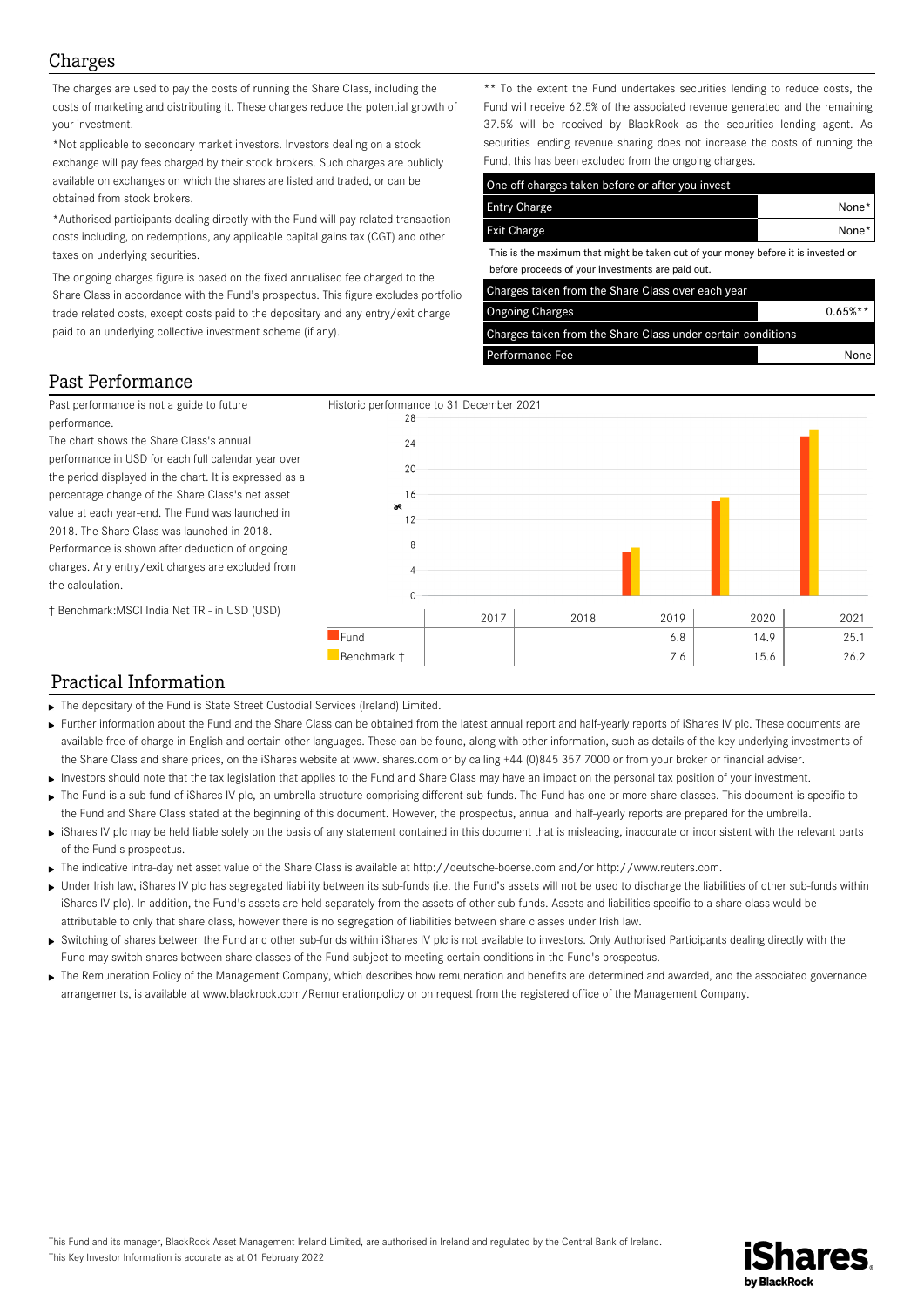## Charges

The charges are used to pay the costs of running the Share Class, including the costs of marketing and distributing it. These charges reduce the potential growth of your investment.

*Not applicable to secondary market investors. Investors dealing on a stock exchange will pay fees charged by their stock brokers. Such charges are publicly available on exchanges on which the shares are listed and traded, or can be obtained from stock brokers.

*Authorised participants dealing directly with the Fund will pay related transaction costs including, on redemptions, any applicable capital gains tax (CGT) and other taxes on underlying securities.

The ongoing charges figure is based on the fixed annualised fee charged to the Share Class in accordance with the Fund's prospectus. This figure excludes portfolio trade related costs, except costs paid to the depositary and any entry/exit charge paid to an underlying collective investment scheme (if any).

** To the extent the Fund undertakes securities lending to reduce costs, the Fund will receive 62.5% of the associated revenue generated and the remaining 37.5% will be received by BlackRock as the securities lending agent. As securities lending revenue sharing does not increase the costs of running the Fund, this has been excluded from the ongoing charges.

| One-off charges taken before or after you invest | |
|---|---|
| Entry Charge | None* |
| Exit Charge | None* |

This is the maximum that might be taken out of your money before it is invested or before proceeds of your investments are paid out.

| Charges taken from the Share Class over each year | |
|---|---|
| Ongoing Charges | 0.65%** |

| Charges taken from the Share Class under certain conditions | |
|---|---|
| Performance Fee | None |

## Past Performance

Past performance is not a guide to future performance.

The chart shows the Share Class's annual performance in USD for each full calendar year over the period displayed in the chart. It is expressed as a percentage change of the Share Class's net asset value at each year-end. The Fund was launched in 2018. The Share Class was launched in 2018.

Performance is shown after deduction of ongoing charges. Any entry/exit charges are excluded from the calculation.

† Benchmark:MSCI India Net TR - in USD (USD)

Historic performance to 31 December 2021

%

28
24
20
16
12
8
4
0

2017 2018 2019 2020 2021

Fund: 6.8 14.9 25.1

Benchmark †: 7.6 15.6 26.2

## Practical Information

- The depositary of the Fund is State Street Custodial Services (Ireland) Limited.
- Further information about the Fund and the Share Class can be obtained from the latest annual report and half-yearly reports of iShares IV plc. These documents are available free of charge in English and certain other languages. These can be found, along with other information, such as details of the key underlying investments of the Share Class and share prices, on the iShares website at www.ishares.com or by calling +44 (0)845 357 7000 or from your broker or financial adviser.
- Investors should note that the tax legislation that applies to the Fund and Share Class may have an impact on the personal tax position of your investment.
- The Fund is a sub-fund of iShares IV plc, an umbrella structure comprising different sub-funds. The Fund has one or more share classes. This document is specific to the Fund and Share Class stated at the beginning of this document. However, the prospectus, annual and half-yearly reports are prepared for the umbrella.
- iShares IV plc may be held liable solely on the basis of any statement contained in this document that is misleading, inaccurate or inconsistent with the relevant parts of the Fund's prospectus.
- The indicative intra-day net asset value of the Share Class is available at http://deutsche-boerse.com and/or http://www.reuters.com.
- Under Irish law, iShares IV plc has segregated liability between its sub-funds (i.e. the Fund's assets will not be used to discharge the liabilities of other sub-funds within iShares IV plc). In addition, the Fund's assets are held separately from the assets of other sub-funds. Assets and liabilities specific to a share class would be attributable to only that share class, however there is no segregation of liabilities between share classes under Irish law.
- Switching of shares between the Fund and other sub-funds within iShares IV plc is not available to investors. Only Authorised Participants dealing directly with the Fund may switch shares between share classes of the Fund subject to meeting certain conditions in the Fund's prospectus.
- The Remuneration Policy of the Management Company, which describes how remuneration and benefits are determined and awarded, and the associated governance arrangements, is available at www.blackrock.com/Remunerationpolicy or on request from the registered office of the Management Company.

This Fund and its manager, BlackRock Asset Management Ireland Limited, are authorised in Ireland and regulated by the Central Bank of Ireland.
This Key Investor Information is accurate as at 01 February 2022

iShares by BlackRock